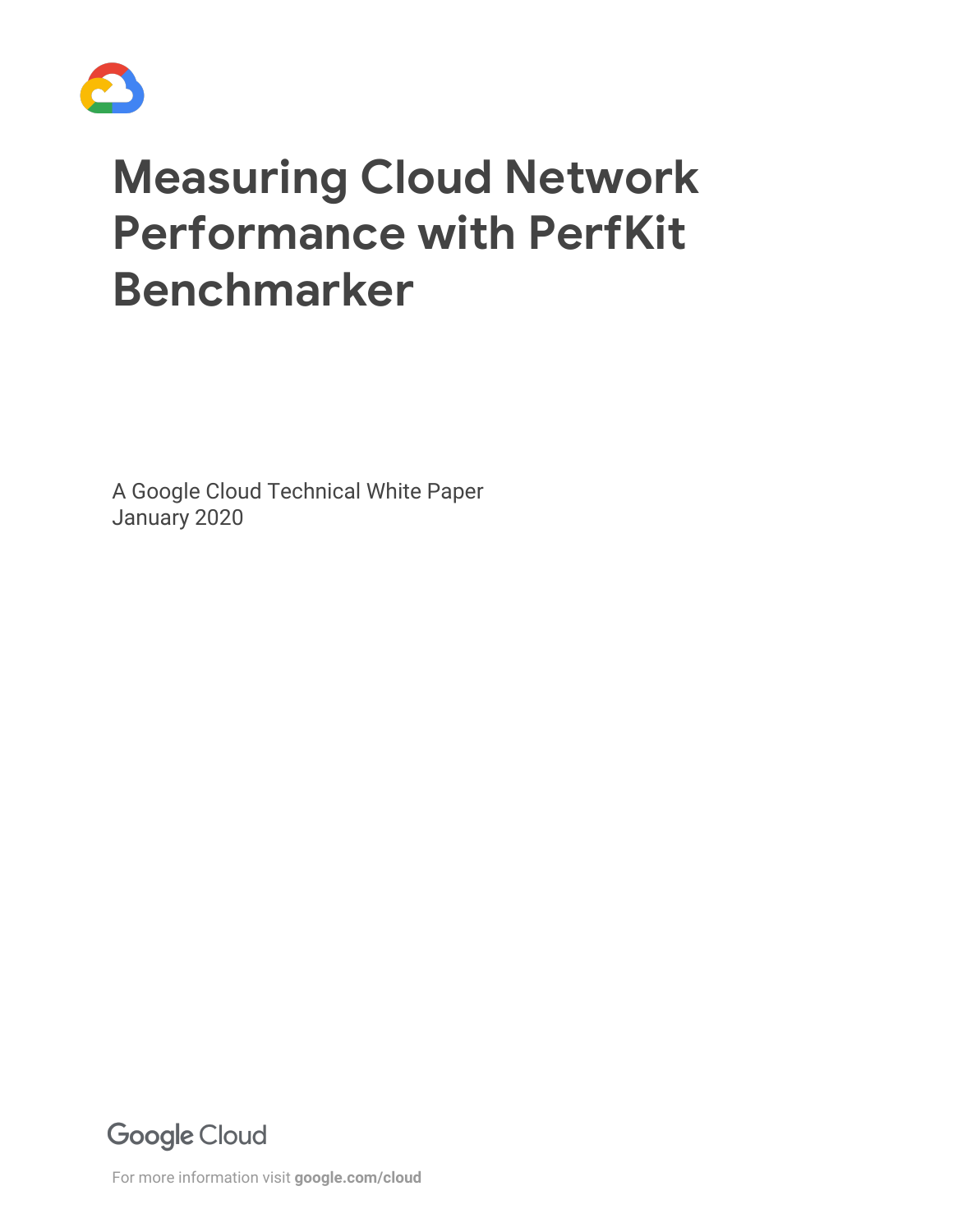# Measuring Cloud Network Performance with PerfKit Benchmarker

A Google Cloud Technical White Paper
January 2020

Google Cloud

For more information visit **google.com/cloud**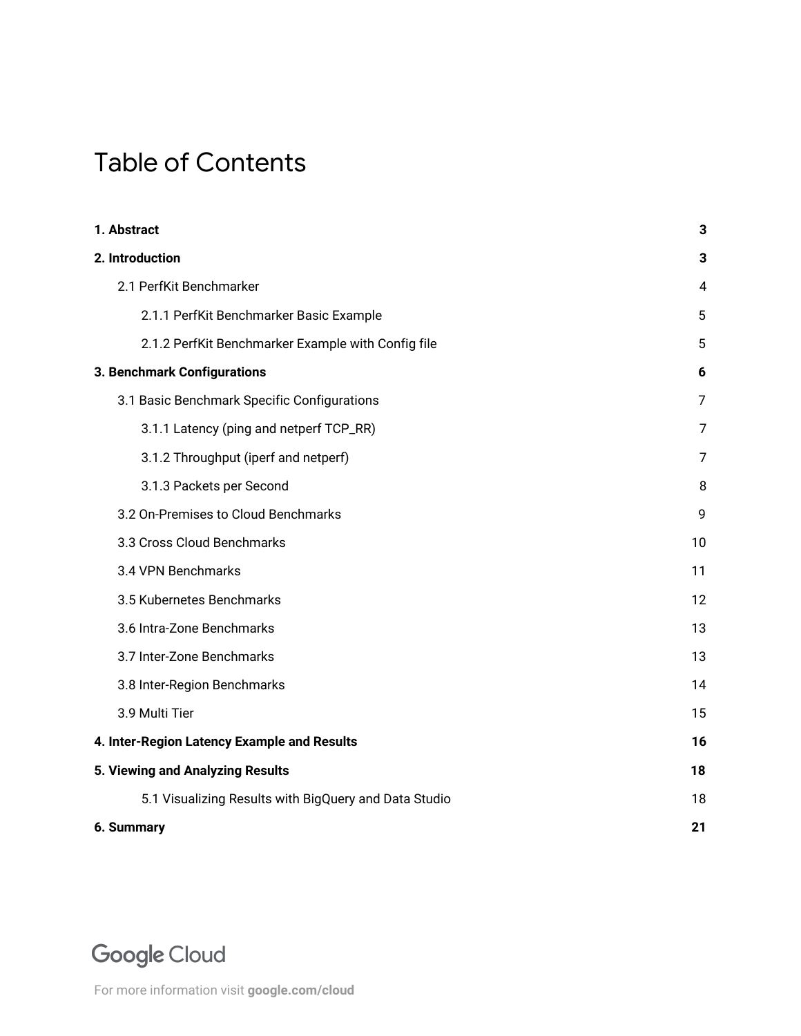# Table of Contents

| | |
|---|---|
| **1. Abstract** | **3** |
| **2. Introduction** | **3** |
| 2.1 PerfKit Benchmarker | 4 |
| 2.1.1 PerfKit Benchmarker Basic Example | 5 |
| 2.1.2 PerfKit Benchmarker Example with Config file | 5 |
| **3. Benchmark Configurations** | **6** |
| 3.1 Basic Benchmark Specific Configurations | 7 |
| 3.1.1 Latency (ping and netperf TCP_RR) | 7 |
| 3.1.2 Throughput (iperf and netperf) | 7 |
| 3.1.3 Packets per Second | 8 |
| 3.2 On-Premises to Cloud Benchmarks | 9 |
| 3.3 Cross Cloud Benchmarks | 10 |
| 3.4 VPN Benchmarks | 11 |
| 3.5 Kubernetes Benchmarks | 12 |
| 3.6 Intra-Zone Benchmarks | 13 |
| 3.7 Inter-Zone Benchmarks | 13 |
| 3.8 Inter-Region Benchmarks | 14 |
| 3.9 Multi Tier | 15 |
| **4. Inter-Region Latency Example and Results** | **16** |
| **5. Viewing and Analyzing Results** | **18** |
| 5.1 Visualizing Results with BigQuery and Data Studio | 18 |
| **6. Summary** | **21** |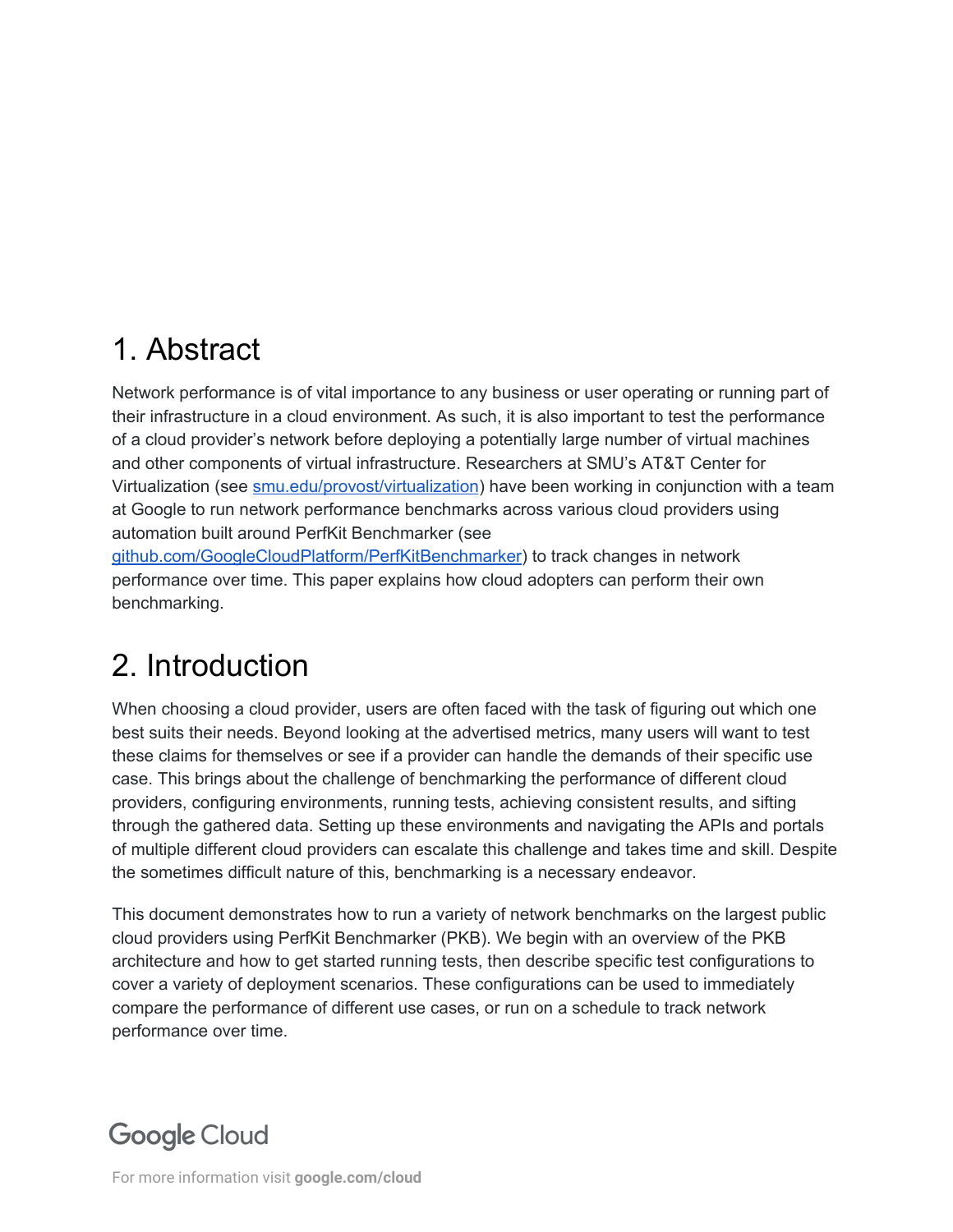# 1. Abstract

Network performance is of vital importance to any business or user operating or running part of their infrastructure in a cloud environment. As such, it is also important to test the performance of a cloud provider's network before deploying a potentially large number of virtual machines and other components of virtual infrastructure. Researchers at SMU's AT&T Center for Virtualization (see smu.edu/provost/virtualization) have been working in conjunction with a team at Google to run network performance benchmarks across various cloud providers using automation built around PerfKit Benchmarker (see github.com/GoogleCloudPlatform/PerfKitBenchmarker) to track changes in network performance over time. This paper explains how cloud adopters can perform their own benchmarking.

# 2. Introduction

When choosing a cloud provider, users are often faced with the task of figuring out which one best suits their needs. Beyond looking at the advertised metrics, many users will want to test these claims for themselves or see if a provider can handle the demands of their specific use case. This brings about the challenge of benchmarking the performance of different cloud providers, configuring environments, running tests, achieving consistent results, and sifting through the gathered data. Setting up these environments and navigating the APIs and portals of multiple different cloud providers can escalate this challenge and takes time and skill. Despite the sometimes difficult nature of this, benchmarking is a necessary endeavor.

This document demonstrates how to run a variety of network benchmarks on the largest public cloud providers using PerfKit Benchmarker (PKB). We begin with an overview of the PKB architecture and how to get started running tests, then describe specific test configurations to cover a variety of deployment scenarios. These configurations can be used to immediately compare the performance of different use cases, or run on a schedule to track network performance over time.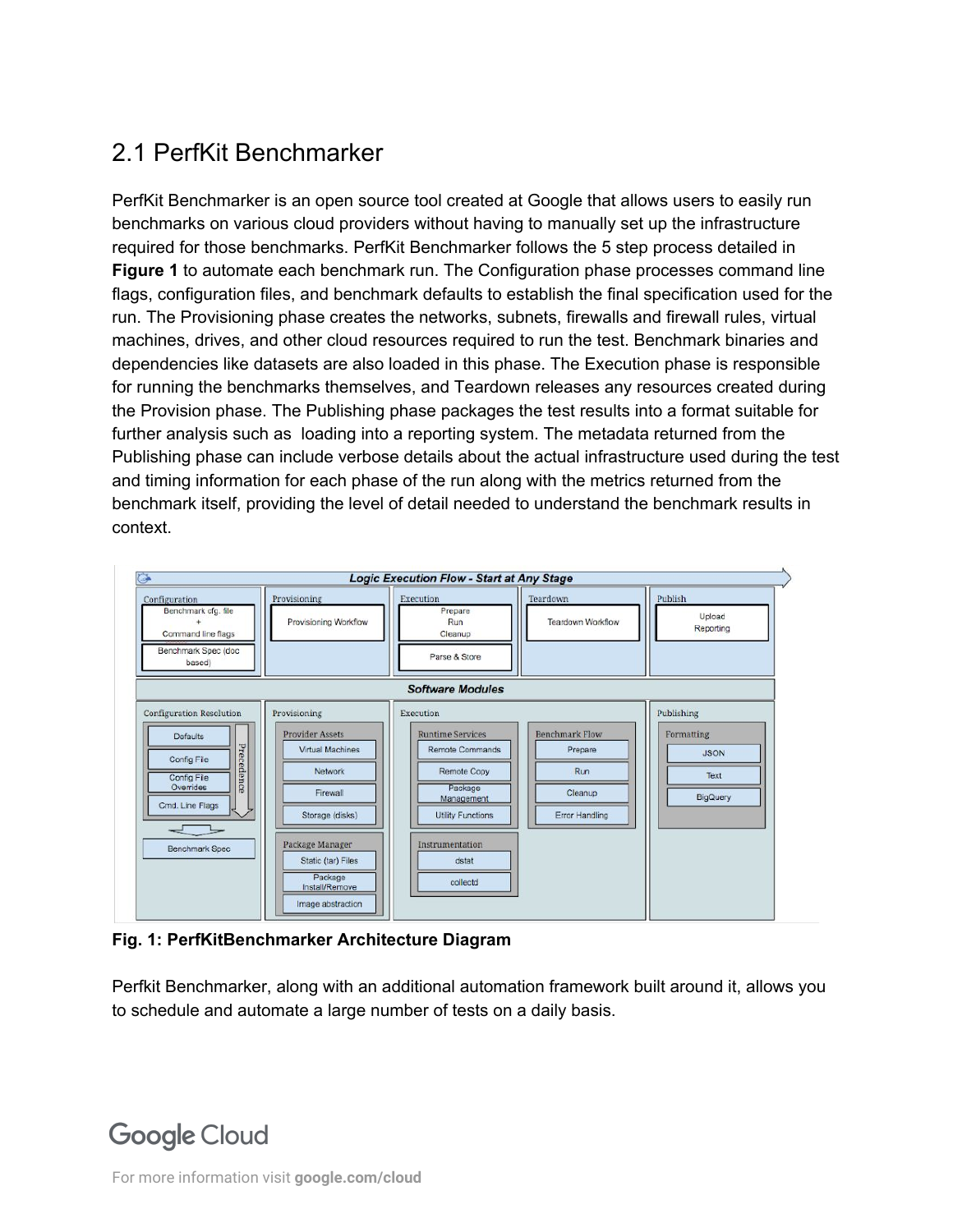## 2.1 PerfKit Benchmarker

PerfKit Benchmarker is an open source tool created at Google that allows users to easily run benchmarks on various cloud providers without having to manually set up the infrastructure required for those benchmarks. PerfKit Benchmarker follows the 5 step process detailed in **Figure 1** to automate each benchmark run. The Configuration phase processes command line flags, configuration files, and benchmark defaults to establish the final specification used for the run. The Provisioning phase creates the networks, subnets, firewalls and firewall rules, virtual machines, drives, and other cloud resources required to run the test. Benchmark binaries and dependencies like datasets are also loaded in this phase. The Execution phase is responsible for running the benchmarks themselves, and Teardown releases any resources created during the Provision phase. The Publishing phase packages the test results into a format suitable for further analysis such as loading into a reporting system. The metadata returned from the Publishing phase can include verbose details about the actual infrastructure used during the test and timing information for each phase of the run along with the metrics returned from the benchmark itself, providing the level of detail needed to understand the benchmark results in context.

**Fig. 1: PerfKitBenchmarker Architecture Diagram**

Perfkit Benchmarker, along with an additional automation framework built around it, allows you to schedule and automate a large number of tests on a daily basis.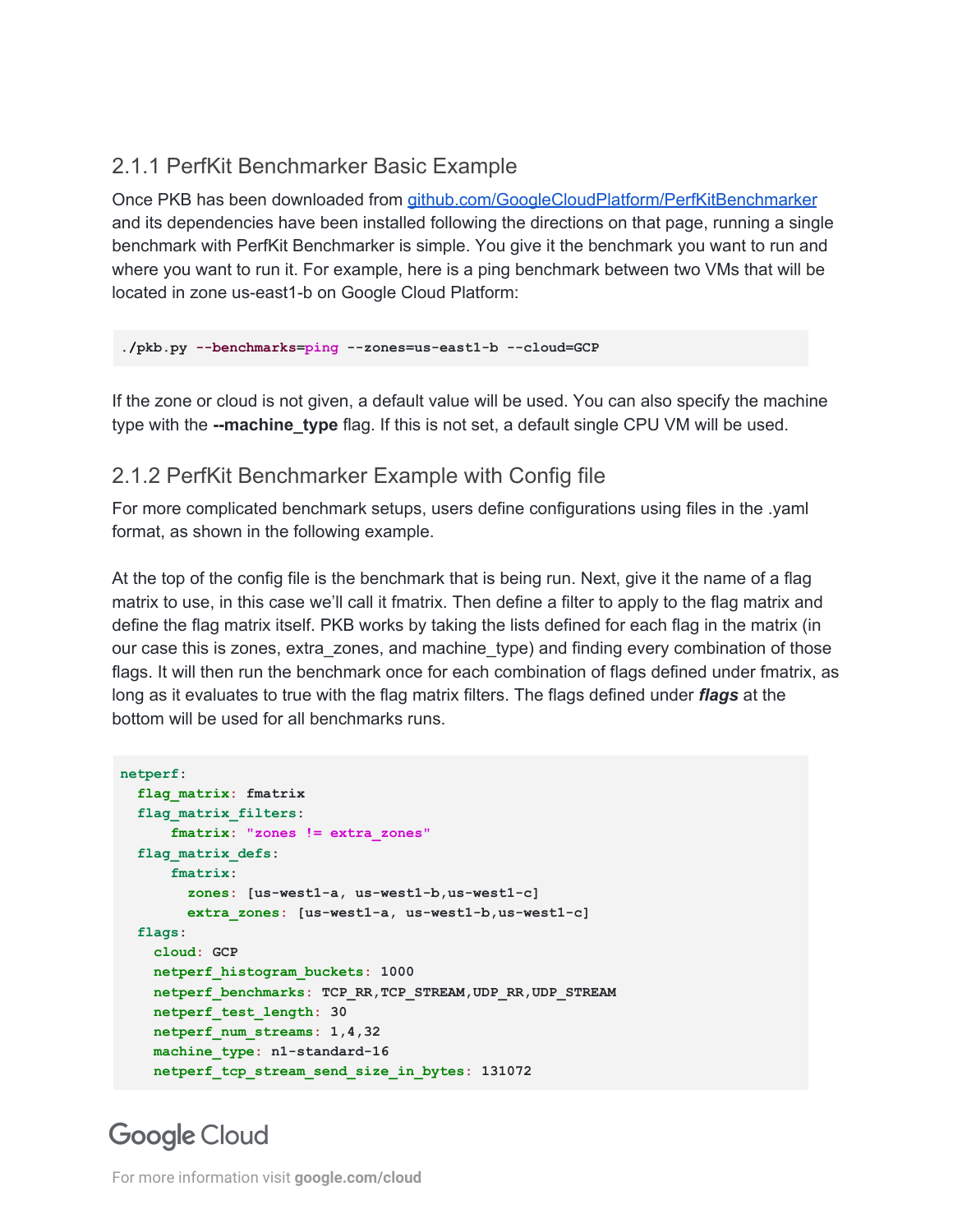### 2.1.1 PerfKit Benchmarker Basic Example

Once PKB has been downloaded from [github.com/GoogleCloudPlatform/PerfKitBenchmarker](https://github.com/GoogleCloudPlatform/PerfKitBenchmarker) and its dependencies have been installed following the directions on that page, running a single benchmark with PerfKit Benchmarker is simple. You give it the benchmark you want to run and where you want to run it. For example, here is a ping benchmark between two VMs that will be located in zone us-east1-b on Google Cloud Platform:

```
./pkb.py --benchmarks=ping --zones=us-east1-b --cloud=GCP
```

If the zone or cloud is not given, a default value will be used. You can also specify the machine type with the **--machine_type** flag. If this is not set, a default single CPU VM will be used.

### 2.1.2 PerfKit Benchmarker Example with Config file

For more complicated benchmark setups, users define configurations using files in the .yaml format, as shown in the following example.

At the top of the config file is the benchmark that is being run. Next, give it the name of a flag matrix to use, in this case we'll call it fmatrix. Then define a filter to apply to the flag matrix and define the flag matrix itself. PKB works by taking the lists defined for each flag in the matrix (in our case this is zones, extra_zones, and machine_type) and finding every combination of those flags. It will then run the benchmark once for each combination of flags defined under fmatrix, as long as it evaluates to true with the flag matrix filters. The flags defined under ***flags*** at the bottom will be used for all benchmarks runs.

```
netperf:
  flag_matrix: fmatrix
  flag_matrix_filters:
      fmatrix: "zones != extra_zones"
  flag_matrix_defs:
      fmatrix:
        zones: [us-west1-a, us-west1-b,us-west1-c]
        extra_zones: [us-west1-a, us-west1-b,us-west1-c]
  flags:
    cloud: GCP
    netperf_histogram_buckets: 1000
    netperf_benchmarks: TCP_RR,TCP_STREAM,UDP_RR,UDP_STREAM
    netperf_test_length: 30
    netperf_num_streams: 1,4,32
    machine_type: n1-standard-16
    netperf_tcp_stream_send_size_in_bytes: 131072
```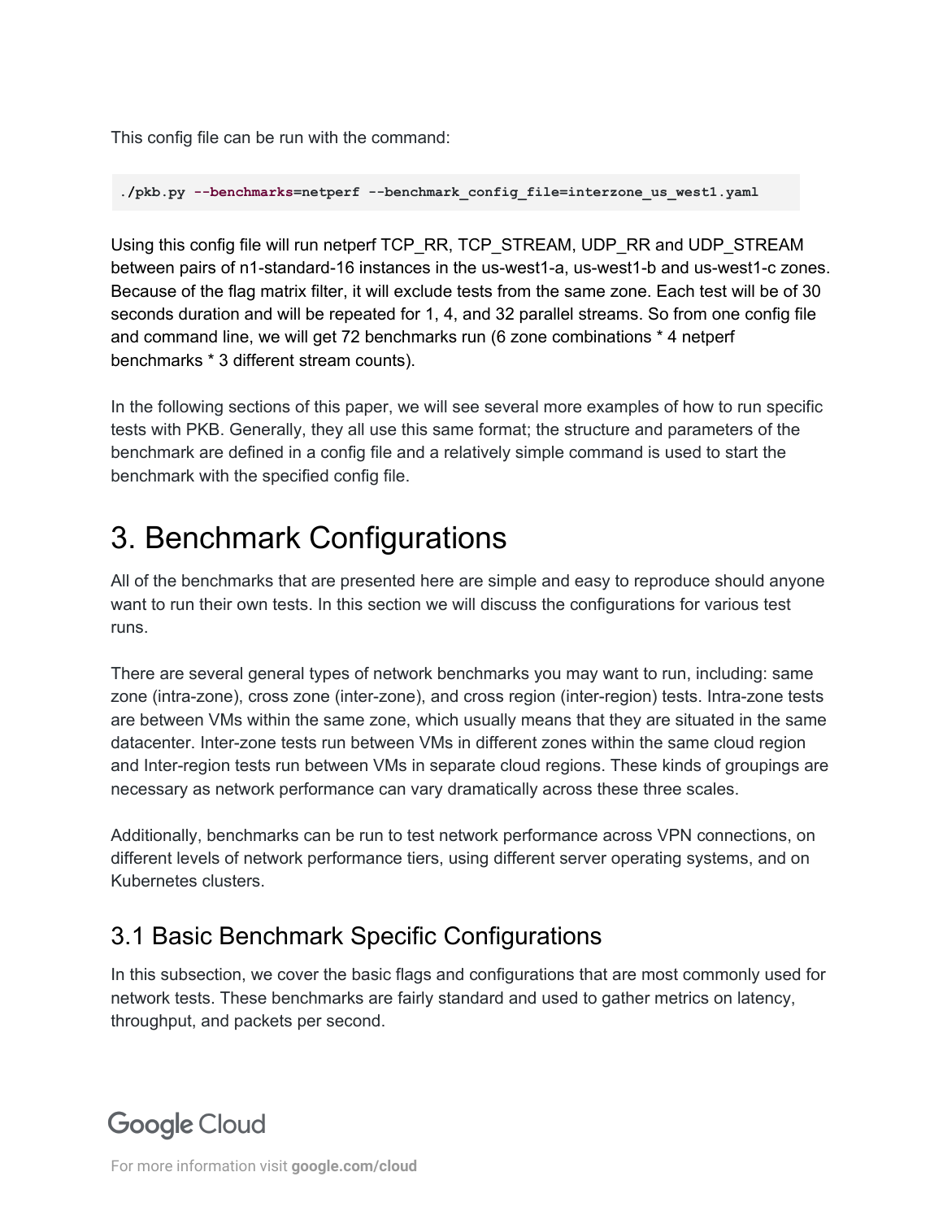This config file can be run with the command:

```
./pkb.py --benchmarks=netperf --benchmark_config_file=interzone_us_west1.yaml
```

Using this config file will run netperf TCP_RR, TCP_STREAM, UDP_RR and UDP_STREAM between pairs of n1-standard-16 instances in the us-west1-a, us-west1-b and us-west1-c zones. Because of the flag matrix filter, it will exclude tests from the same zone. Each test will be of 30 seconds duration and will be repeated for 1, 4, and 32 parallel streams. So from one config file and command line, we will get 72 benchmarks run (6 zone combinations * 4 netperf benchmarks * 3 different stream counts).

In the following sections of this paper, we will see several more examples of how to run specific tests with PKB. Generally, they all use this same format; the structure and parameters of the benchmark are defined in a config file and a relatively simple command is used to start the benchmark with the specified config file.

# 3. Benchmark Configurations

All of the benchmarks that are presented here are simple and easy to reproduce should anyone want to run their own tests. In this section we will discuss the configurations for various test runs.

There are several general types of network benchmarks you may want to run, including: same zone (intra-zone), cross zone (inter-zone), and cross region (inter-region) tests. Intra-zone tests are between VMs within the same zone, which usually means that they are situated in the same datacenter. Inter-zone tests run between VMs in different zones within the same cloud region and Inter-region tests run between VMs in separate cloud regions. These kinds of groupings are necessary as network performance can vary dramatically across these three scales.

Additionally, benchmarks can be run to test network performance across VPN connections, on different levels of network performance tiers, using different server operating systems, and on Kubernetes clusters.

## 3.1 Basic Benchmark Specific Configurations

In this subsection, we cover the basic flags and configurations that are most commonly used for network tests. These benchmarks are fairly standard and used to gather metrics on latency, throughput, and packets per second.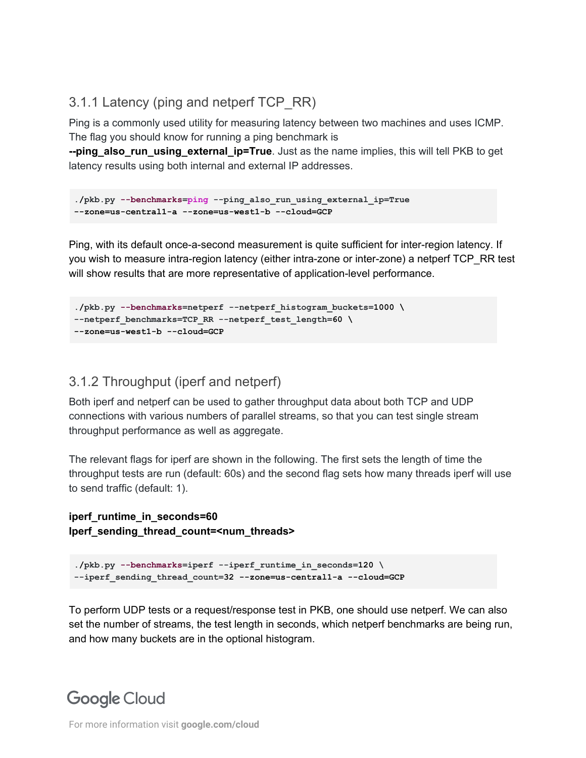### 3.1.1 Latency (ping and netperf TCP_RR)

Ping is a commonly used utility for measuring latency between two machines and uses ICMP. The flag you should know for running a ping benchmark is **--ping_also_run_using_external_ip=True**. Just as the name implies, this will tell PKB to get latency results using both internal and external IP addresses.

```
./pkb.py --benchmarks=ping --ping_also_run_using_external_ip=True
--zone=us-central1-a --zone=us-west1-b --cloud=GCP
```

Ping, with its default once-a-second measurement is quite sufficient for inter-region latency. If you wish to measure intra-region latency (either intra-zone or inter-zone) a netperf TCP_RR test will show results that are more representative of application-level performance.

```
./pkb.py --benchmarks=netperf --netperf_histogram_buckets=1000 \
--netperf_benchmarks=TCP_RR --netperf_test_length=60 \
--zone=us-west1-b --cloud=GCP
```

### 3.1.2 Throughput (iperf and netperf)

Both iperf and netperf can be used to gather throughput data about both TCP and UDP connections with various numbers of parallel streams, so that you can test single stream throughput performance as well as aggregate.

The relevant flags for iperf are shown in the following. The first sets the length of time the throughput tests are run (default: 60s) and the second flag sets how many threads iperf will use to send traffic (default: 1).

**iperf_runtime_in_seconds=60**
**Iperf_sending_thread_count=<num_threads>**

```
./pkb.py --benchmarks=iperf --iperf_runtime_in_seconds=120 \
--iperf_sending_thread_count=32 --zone=us-central1-a --cloud=GCP
```

To perform UDP tests or a request/response test in PKB, one should use netperf. We can also set the number of streams, the test length in seconds, which netperf benchmarks are being run, and how many buckets are in the optional histogram.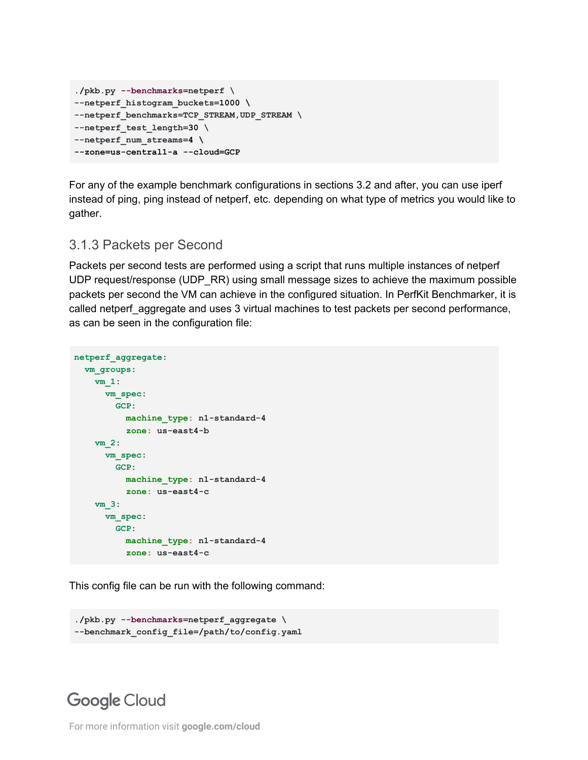```
./pkb.py --benchmarks=netperf \
--netperf_histogram_buckets=1000 \
--netperf_benchmarks=TCP_STREAM,UDP_STREAM \
--netperf_test_length=30 \
--netperf_num_streams=4 \
--zone=us-central1-a --cloud=GCP
```

For any of the example benchmark configurations in sections 3.2 and after, you can use iperf instead of ping, ping instead of netperf, etc. depending on what type of metrics you would like to gather.

### 3.1.3 Packets per Second

Packets per second tests are performed using a script that runs multiple instances of netperf UDP request/response (UDP_RR) using small message sizes to achieve the maximum possible packets per second the VM can achieve in the configured situation. In PerfKit Benchmarker, it is called netperf_aggregate and uses 3 virtual machines to test packets per second performance, as can be seen in the configuration file:

```
netperf_aggregate:
  vm_groups:
    vm_1:
      vm_spec:
        GCP:
          machine_type: n1-standard-4
          zone: us-east4-b
    vm_2:
      vm_spec:
        GCP:
          machine_type: n1-standard-4
          zone: us-east4-c
    vm_3:
      vm_spec:
        GCP:
          machine_type: n1-standard-4
          zone: us-east4-c
```

This config file can be run with the following command:

```
./pkb.py --benchmarks=netperf_aggregate \
--benchmark_config_file=/path/to/config.yaml
```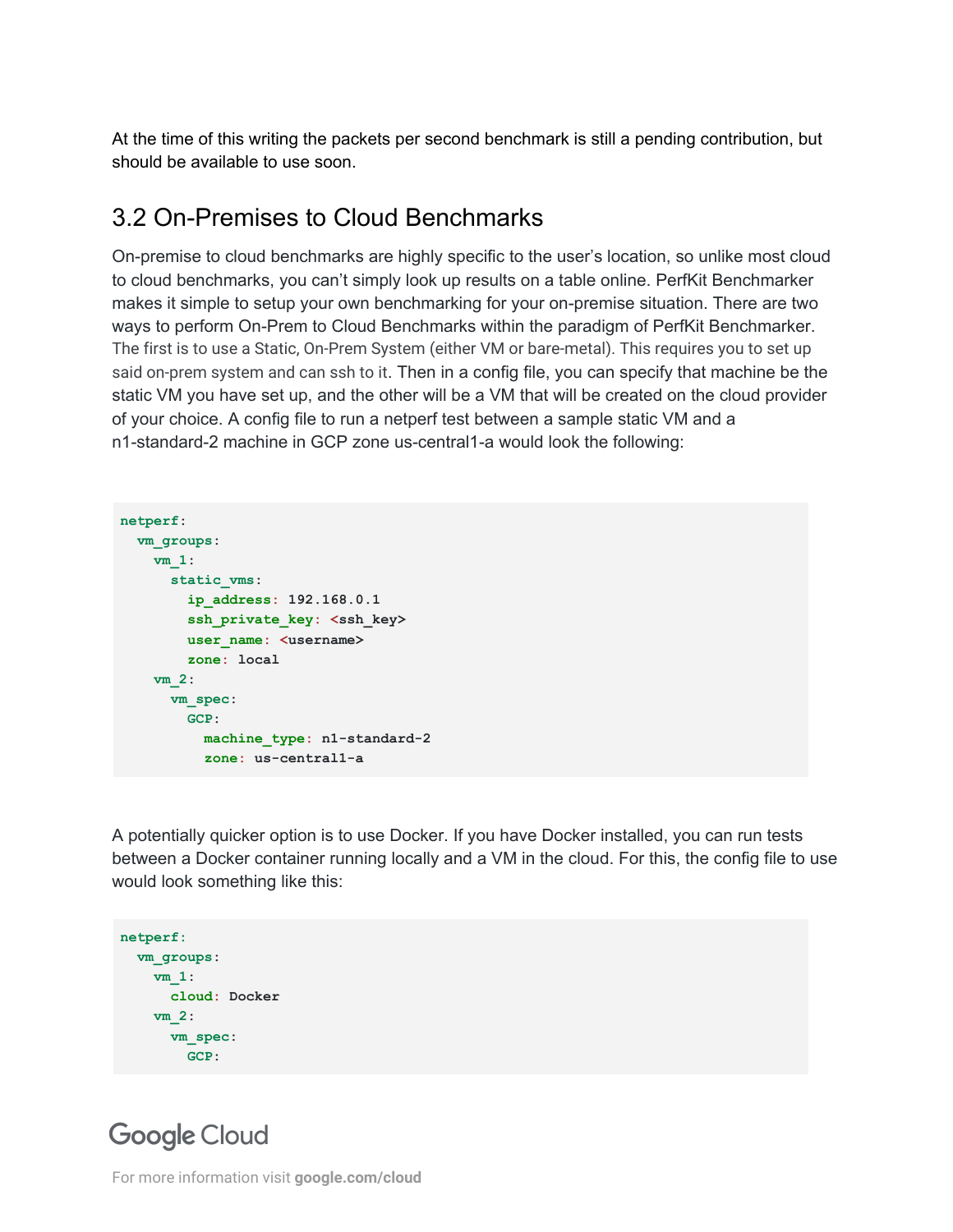At the time of this writing the packets per second benchmark is still a pending contribution, but should be available to use soon.

## 3.2 On-Premises to Cloud Benchmarks

On-premise to cloud benchmarks are highly specific to the user's location, so unlike most cloud to cloud benchmarks, you can't simply look up results on a table online. PerfKit Benchmarker makes it simple to setup your own benchmarking for your on-premise situation. There are two ways to perform On-Prem to Cloud Benchmarks within the paradigm of PerfKit Benchmarker. The first is to use a Static, On-Prem System (either VM or bare-metal). This requires you to set up said on-prem system and can ssh to it. Then in a config file, you can specify that machine be the static VM you have set up, and the other will be a VM that will be created on the cloud provider of your choice. A config file to run a netperf test between a sample static VM and a n1-standard-2 machine in GCP zone us-central1-a would look the following:

```
netperf:
  vm_groups:
    vm_1:
      static_vms:
        ip_address: 192.168.0.1
        ssh_private_key: <ssh_key>
        user_name: <username>
        zone: local
    vm_2:
      vm_spec:
        GCP:
          machine_type: n1-standard-2
          zone: us-central1-a
```

A potentially quicker option is to use Docker. If you have Docker installed, you can run tests between a Docker container running locally and a VM in the cloud. For this, the config file to use would look something like this:

```
netperf:
  vm_groups:
    vm_1:
      cloud: Docker
    vm_2:
      vm_spec:
        GCP:
```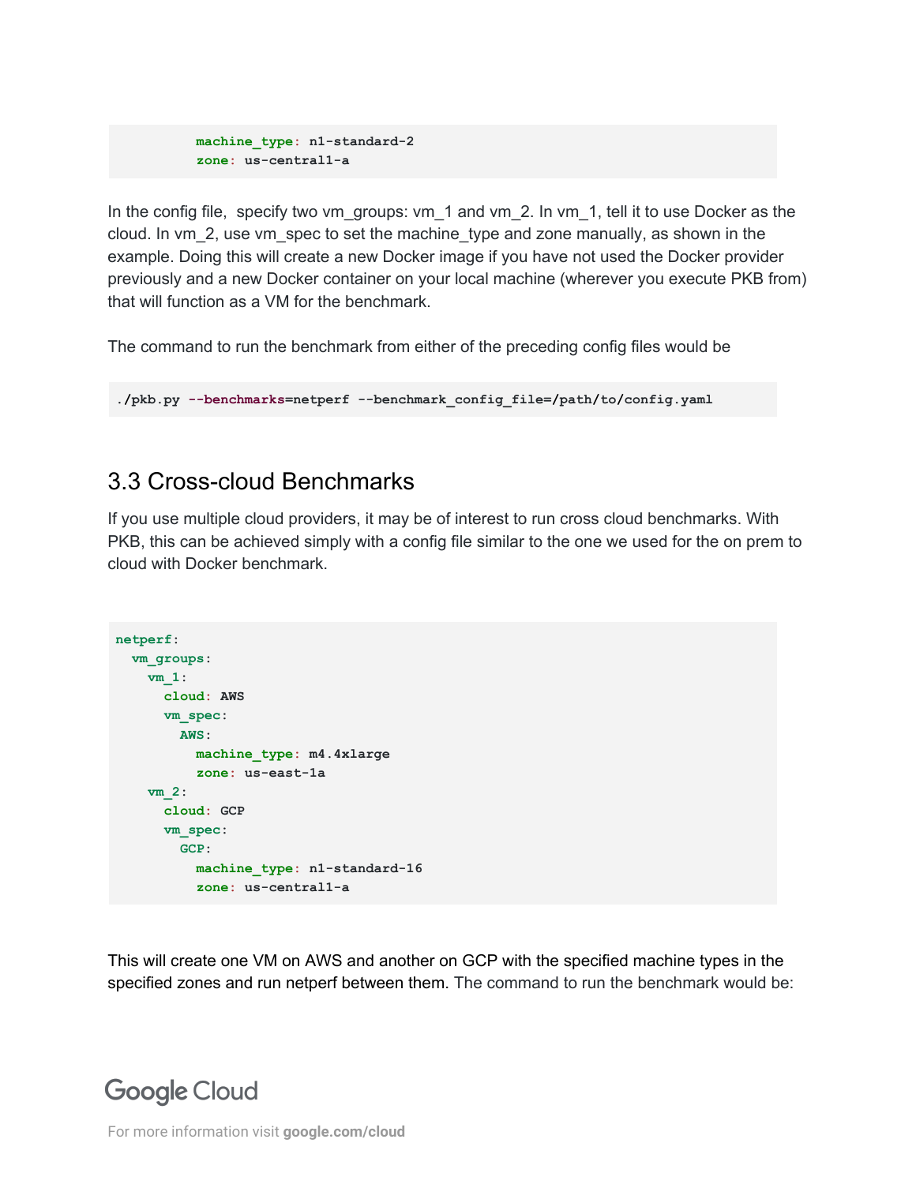```
          machine_type: n1-standard-2
          zone: us-central1-a
```

In the config file, specify two vm_groups: vm_1 and vm_2. In vm_1, tell it to use Docker as the cloud. In vm_2, use vm_spec to set the machine_type and zone manually, as shown in the example. Doing this will create a new Docker image if you have not used the Docker provider previously and a new Docker container on your local machine (wherever you execute PKB from) that will function as a VM for the benchmark.

The command to run the benchmark from either of the preceding config files would be

```
./pkb.py --benchmarks=netperf --benchmark_config_file=/path/to/config.yaml
```

## 3.3 Cross-cloud Benchmarks

If you use multiple cloud providers, it may be of interest to run cross cloud benchmarks. With PKB, this can be achieved simply with a config file similar to the one we used for the on prem to cloud with Docker benchmark.

```
netperf:
  vm_groups:
    vm_1:
      cloud: AWS
      vm_spec:
        AWS:
          machine_type: m4.4xlarge
          zone: us-east-1a
    vm_2:
      cloud: GCP
      vm_spec:
        GCP:
          machine_type: n1-standard-16
          zone: us-central1-a
```

This will create one VM on AWS and another on GCP with the specified machine types in the specified zones and run netperf between them. The command to run the benchmark would be: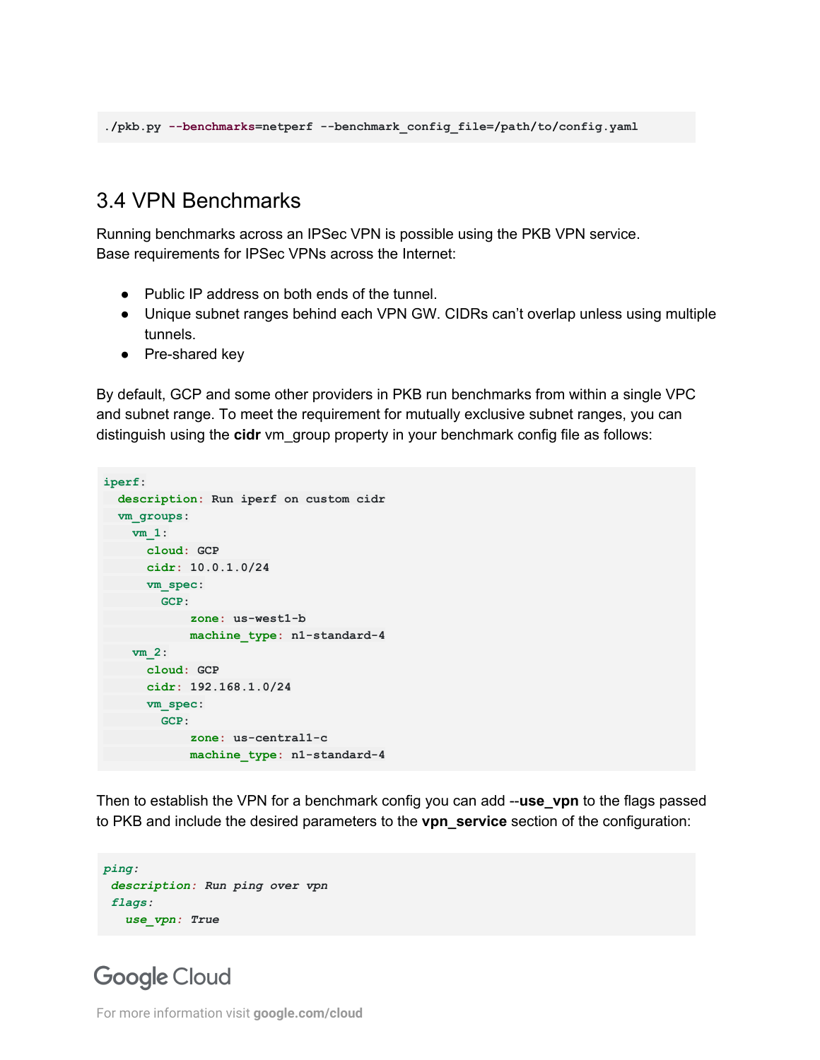```
./pkb.py --benchmarks=netperf --benchmark_config_file=/path/to/config.yaml
```

## 3.4 VPN Benchmarks

Running benchmarks across an IPSec VPN is possible using the PKB VPN service.
Base requirements for IPSec VPNs across the Internet:

- Public IP address on both ends of the tunnel.
- Unique subnet ranges behind each VPN GW. CIDRs can't overlap unless using multiple tunnels.
- Pre-shared key

By default, GCP and some other providers in PKB run benchmarks from within a single VPC and subnet range. To meet the requirement for mutually exclusive subnet ranges, you can distinguish using the **cidr** vm_group property in your benchmark config file as follows:

```
iperf:
  description: Run iperf on custom cidr
  vm_groups:
    vm_1:
      cloud: GCP
      cidr: 10.0.1.0/24
      vm_spec:
        GCP:
            zone: us-west1-b
            machine_type: n1-standard-4
    vm_2:
      cloud: GCP
      cidr: 192.168.1.0/24
      vm_spec:
        GCP:
            zone: us-central1-c
            machine_type: n1-standard-4
```

Then to establish the VPN for a benchmark config you can add --**use_vpn** to the flags passed to PKB and include the desired parameters to the **vpn_service** section of the configuration:

```
ping:
 description: Run ping over vpn
 flags:
   use_vpn: True
```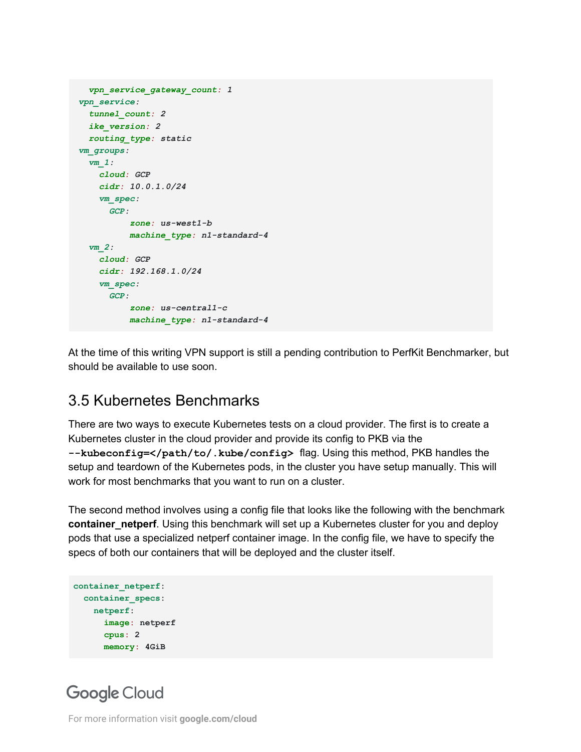```
    vpn_service_gateway_count: 1
  vpn_service:
    tunnel_count: 2
    ike_version: 2
    routing_type: static
  vm_groups:
    vm_1:
      cloud: GCP
      cidr: 10.0.1.0/24
      vm_spec:
        GCP:
            zone: us-west1-b
            machine_type: n1-standard-4
    vm_2:
      cloud: GCP
      cidr: 192.168.1.0/24
      vm_spec:
        GCP:
            zone: us-central1-c
            machine_type: n1-standard-4
```

At the time of this writing VPN support is still a pending contribution to PerfKit Benchmarker, but should be available to use soon.

## 3.5 Kubernetes Benchmarks

There are two ways to execute Kubernetes tests on a cloud provider. The first is to create a Kubernetes cluster in the cloud provider and provide its config to PKB via the **`--kubeconfig=</path/to/.kube/config>`** flag. Using this method, PKB handles the setup and teardown of the Kubernetes pods, in the cluster you have setup manually. This will work for most benchmarks that you want to run on a cluster.

The second method involves using a config file that looks like the following with the benchmark **container_netperf**. Using this benchmark will set up a Kubernetes cluster for you and deploy pods that use a specialized netperf container image. In the config file, we have to specify the specs of both our containers that will be deployed and the cluster itself.

```
container_netperf:
  container_specs:
    netperf:
      image: netperf
      cpus: 2
      memory: 4GiB
```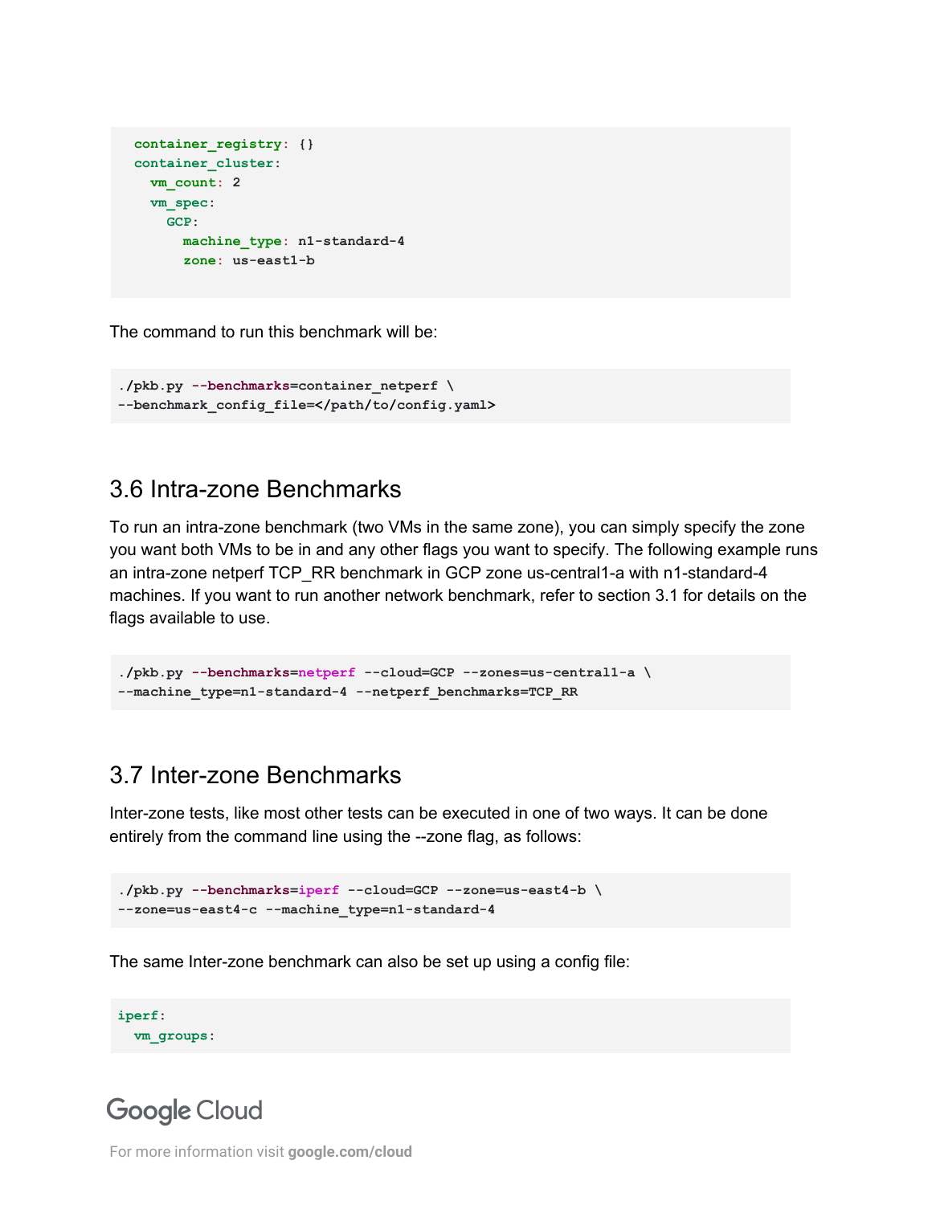```
  container_registry: {}
  container_cluster:
    vm_count: 2
    vm_spec:
      GCP:
        machine_type: n1-standard-4
        zone: us-east1-b
```

The command to run this benchmark will be:

```
./pkb.py --benchmarks=container_netperf \
--benchmark_config_file=</path/to/config.yaml>
```

## 3.6 Intra-zone Benchmarks

To run an intra-zone benchmark (two VMs in the same zone), you can simply specify the zone you want both VMs to be in and any other flags you want to specify. The following example runs an intra-zone netperf TCP_RR benchmark in GCP zone us-central1-a with n1-standard-4 machines. If you want to run another network benchmark, refer to section 3.1 for details on the flags available to use.

```
./pkb.py --benchmarks=netperf --cloud=GCP --zones=us-central1-a \
--machine_type=n1-standard-4 --netperf_benchmarks=TCP_RR
```

## 3.7 Inter-zone Benchmarks

Inter-zone tests, like most other tests can be executed in one of two ways. It can be done entirely from the command line using the --zone flag, as follows:

```
./pkb.py --benchmarks=iperf --cloud=GCP --zone=us-east4-b \
--zone=us-east4-c --machine_type=n1-standard-4
```

The same Inter-zone benchmark can also be set up using a config file:

```
iperf:
  vm_groups:
```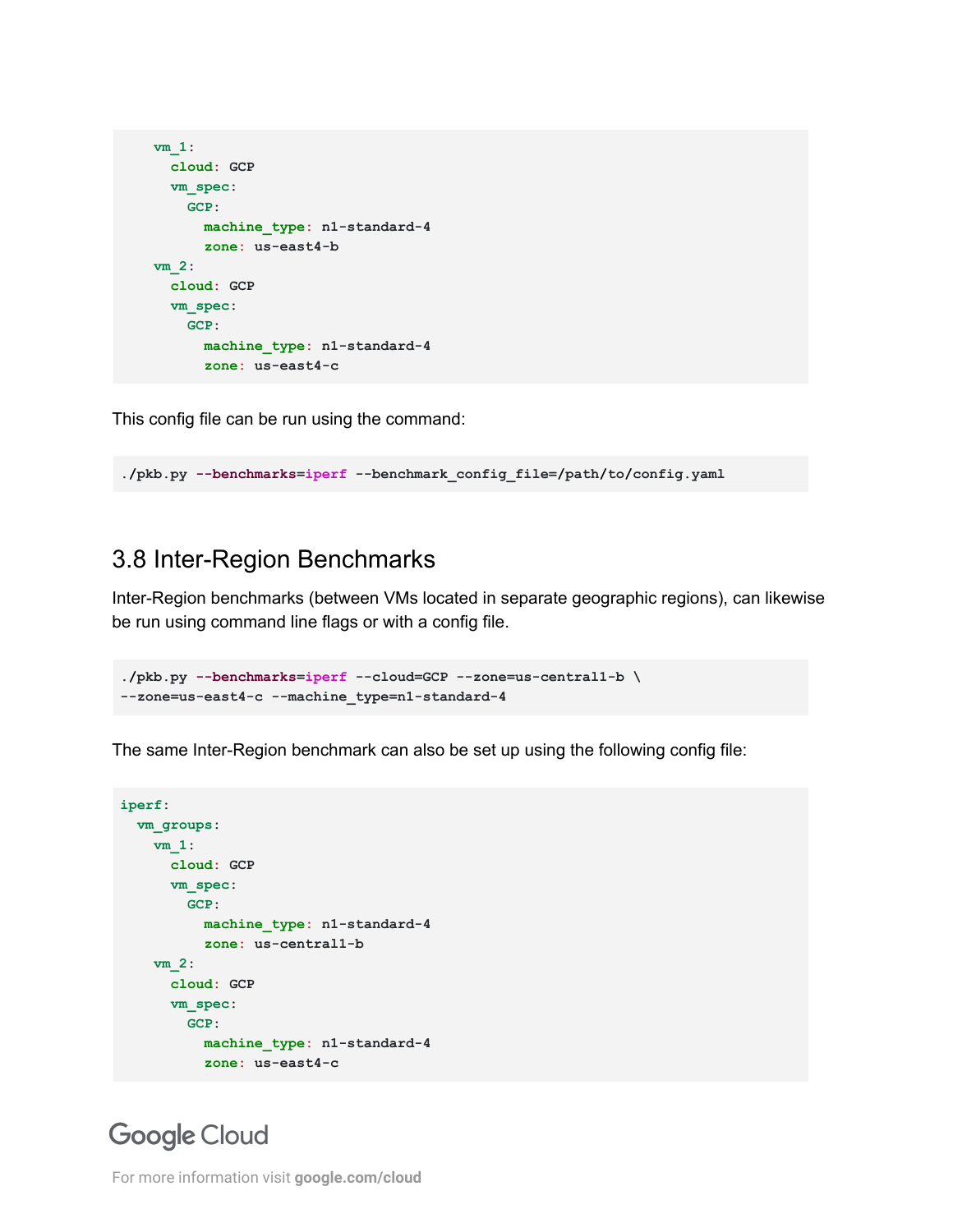```
    vm_1:
      cloud: GCP
      vm_spec:
        GCP:
          machine_type: n1-standard-4
          zone: us-east4-b
    vm_2:
      cloud: GCP
      vm_spec:
        GCP:
          machine_type: n1-standard-4
          zone: us-east4-c
```

This config file can be run using the command:

```
./pkb.py --benchmarks=iperf --benchmark_config_file=/path/to/config.yaml
```

## 3.8 Inter-Region Benchmarks

Inter-Region benchmarks (between VMs located in separate geographic regions), can likewise be run using command line flags or with a config file.

```
./pkb.py --benchmarks=iperf --cloud=GCP --zone=us-central1-b \
--zone=us-east4-c --machine_type=n1-standard-4
```

The same Inter-Region benchmark can also be set up using the following config file:

```
iperf:
  vm_groups:
    vm_1:
      cloud: GCP
      vm_spec:
        GCP:
          machine_type: n1-standard-4
          zone: us-central1-b
    vm_2:
      cloud: GCP
      vm_spec:
        GCP:
          machine_type: n1-standard-4
          zone: us-east4-c
```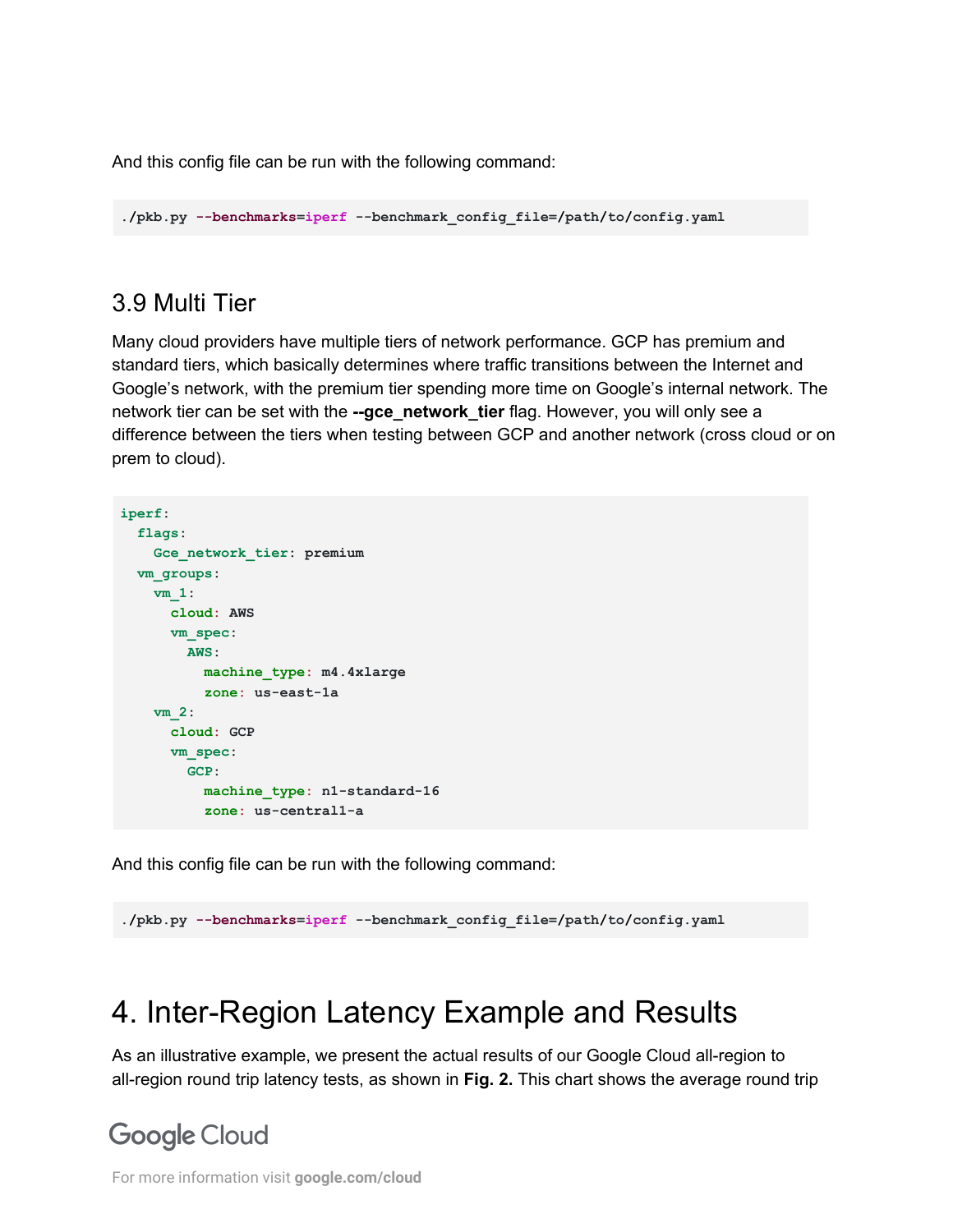And this config file can be run with the following command:

```
./pkb.py --benchmarks=iperf --benchmark_config_file=/path/to/config.yaml
```

## 3.9 Multi Tier

Many cloud providers have multiple tiers of network performance. GCP has premium and standard tiers, which basically determines where traffic transitions between the Internet and Google's network, with the premium tier spending more time on Google's internal network. The network tier can be set with the **--gce_network_tier** flag. However, you will only see a difference between the tiers when testing between GCP and another network (cross cloud or on prem to cloud).

```
iperf:
  flags:
    Gce_network_tier: premium
  vm_groups:
    vm_1:
      cloud: AWS
      vm_spec:
        AWS:
          machine_type: m4.4xlarge
          zone: us-east-1a
    vm_2:
      cloud: GCP
      vm_spec:
        GCP:
          machine_type: n1-standard-16
          zone: us-central1-a
```

And this config file can be run with the following command:

```
./pkb.py --benchmarks=iperf --benchmark_config_file=/path/to/config.yaml
```

# 4. Inter-Region Latency Example and Results

As an illustrative example, we present the actual results of our Google Cloud all-region to all-region round trip latency tests, as shown in **Fig. 2.** This chart shows the average round trip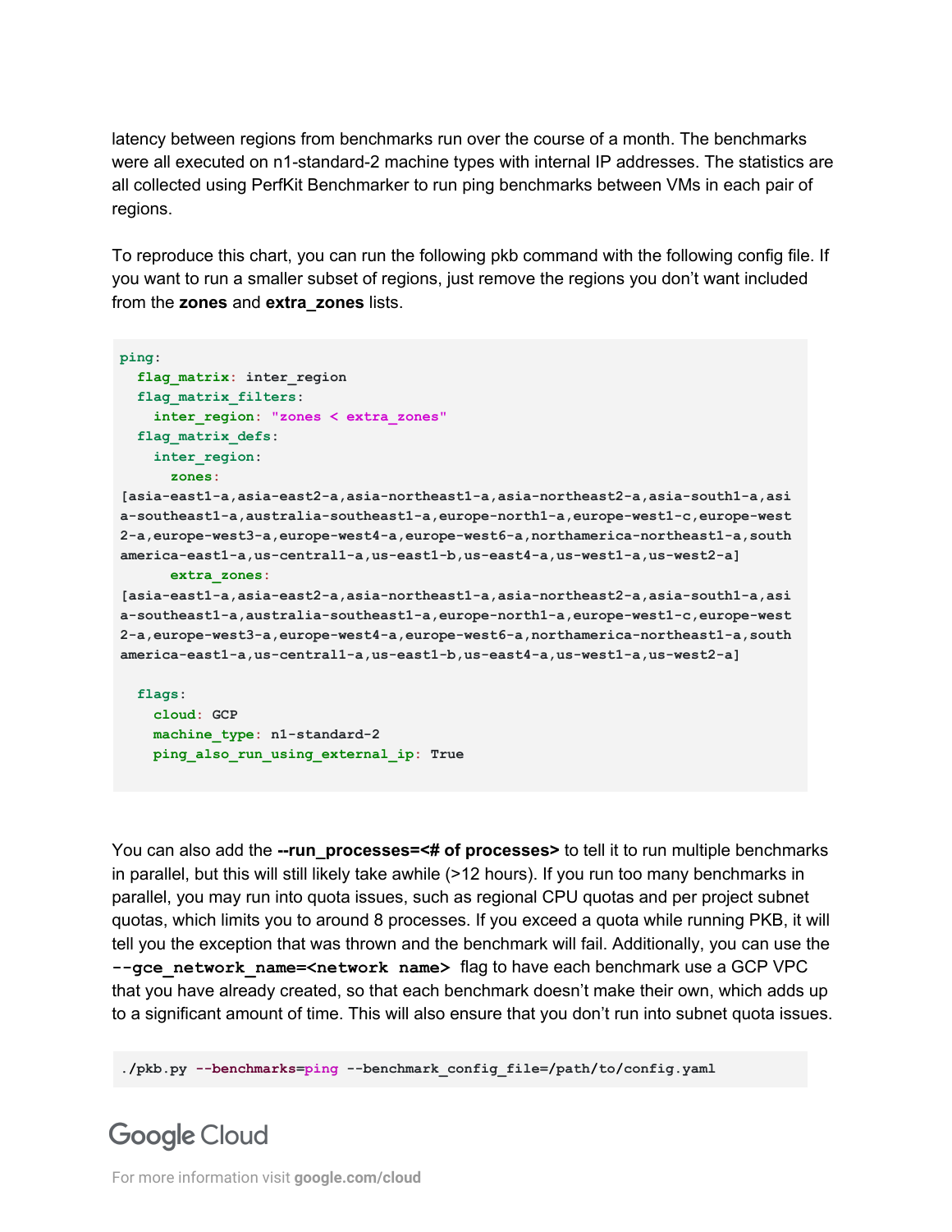latency between regions from benchmarks run over the course of a month. The benchmarks were all executed on n1-standard-2 machine types with internal IP addresses. The statistics are all collected using PerfKit Benchmarker to run ping benchmarks between VMs in each pair of regions.

To reproduce this chart, you can run the following pkb command with the following config file. If you want to run a smaller subset of regions, just remove the regions you don't want included from the **zones** and **extra_zones** lists.

```
ping:
  flag_matrix: inter_region
  flag_matrix_filters:
    inter_region: "zones < extra_zones"
  flag_matrix_defs:
    inter_region:
      zones:
[asia-east1-a,asia-east2-a,asia-northeast1-a,asia-northeast2-a,asia-south1-a,asia-southeast1-a,australia-southeast1-a,europe-north1-a,europe-west1-c,europe-west2-a,europe-west3-a,europe-west4-a,europe-west6-a,northamerica-northeast1-a,southamerica-east1-a,us-central1-a,us-east1-b,us-east4-a,us-west1-a,us-west2-a]
      extra_zones:
[asia-east1-a,asia-east2-a,asia-northeast1-a,asia-northeast2-a,asia-south1-a,asia-southeast1-a,australia-southeast1-a,europe-north1-a,europe-west1-c,europe-west2-a,europe-west3-a,europe-west4-a,europe-west6-a,northamerica-northeast1-a,southamerica-east1-a,us-central1-a,us-east1-b,us-east4-a,us-west1-a,us-west2-a]

  flags:
    cloud: GCP
    machine_type: n1-standard-2
    ping_also_run_using_external_ip: True
```

You can also add the **--run_processes=<# of processes>** to tell it to run multiple benchmarks in parallel, but this will still likely take awhile (>12 hours). If you run too many benchmarks in parallel, you may run into quota issues, such as regional CPU quotas and per project subnet quotas, which limits you to around 8 processes. If you exceed a quota while running PKB, it will tell you the exception that was thrown and the benchmark will fail. Additionally, you can use the **`--gce_network_name=<network name>`** flag to have each benchmark use a GCP VPC that you have already created, so that each benchmark doesn't make their own, which adds up to a significant amount of time. This will also ensure that you don't run into subnet quota issues.

```
./pkb.py --benchmarks=ping --benchmark_config_file=/path/to/config.yaml
```

Google Cloud

For more information visit **google.com/cloud**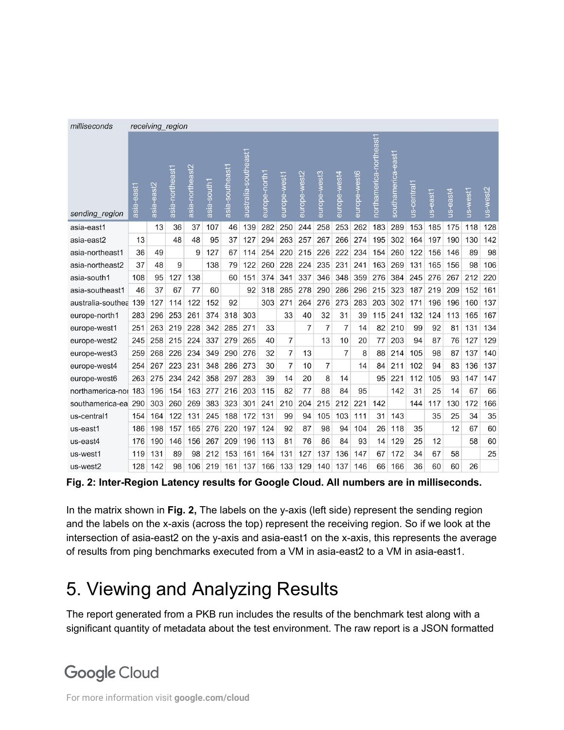| milliseconds | receiving_region | | | | | | | | | | | | | | | | | | | |
|---|---|---|---|---|---|---|---|---|---|---|---|---|---|---|---|---|---|---|---|---|
| sending_region | asia-east1 | asia-east2 | asia-northeast1 | asia-northeast2 | asia-south1 | asia-southeast1 | australia-southeast1 | europe-north1 | europe-west1 | europe-west2 | europe-west3 | europe-west4 | europe-west6 | northamerica-northeast1 | southamerica-east1 | us-central1 | us-east1 | us-east4 | us-west1 | us-west2 |
| asia-east1 | | 13 | 36 | 37 | 107 | 46 | 139 | 282 | 250 | 244 | 258 | 253 | 262 | 183 | 289 | 153 | 185 | 175 | 118 | 128 |
| asia-east2 | 13 | | 48 | 48 | 95 | 37 | 127 | 294 | 263 | 257 | 267 | 266 | 274 | 195 | 302 | 164 | 197 | 190 | 130 | 142 |
| asia-northeast1 | 36 | 49 | | 9 | 127 | 67 | 114 | 254 | 220 | 215 | 226 | 222 | 234 | 154 | 260 | 122 | 156 | 146 | 89 | 98 |
| asia-northeast2 | 37 | 48 | 9 | | 138 | 79 | 122 | 260 | 228 | 224 | 235 | 231 | 241 | 163 | 269 | 131 | 165 | 156 | 98 | 106 |
| asia-south1 | 108 | 95 | 127 | 138 | | 60 | 151 | 374 | 341 | 337 | 346 | 348 | 359 | 276 | 384 | 245 | 276 | 267 | 212 | 220 |
| asia-southeast1 | 46 | 37 | 67 | 77 | 60 | | 92 | 318 | 285 | 278 | 290 | 286 | 296 | 215 | 323 | 187 | 219 | 209 | 152 | 161 |
| australia-southea | 139 | 127 | 114 | 122 | 152 | 92 | | 303 | 271 | 264 | 276 | 273 | 283 | 203 | 302 | 171 | 196 | 196 | 160 | 137 |
| europe-north1 | 283 | 296 | 253 | 261 | 374 | 318 | 303 | | 33 | 40 | 32 | 31 | 39 | 115 | 241 | 132 | 124 | 113 | 165 | 167 |
| europe-west1 | 251 | 263 | 219 | 228 | 342 | 285 | 271 | 33 | | 7 | 7 | 7 | 14 | 82 | 210 | 99 | 92 | 81 | 131 | 134 |
| europe-west2 | 245 | 258 | 215 | 224 | 337 | 279 | 265 | 40 | 7 | | 13 | 10 | 20 | 77 | 203 | 94 | 87 | 76 | 127 | 129 |
| europe-west3 | 259 | 268 | 226 | 234 | 349 | 290 | 276 | 32 | 7 | 13 | | 7 | 8 | 88 | 214 | 105 | 98 | 87 | 137 | 140 |
| europe-west4 | 254 | 267 | 223 | 231 | 348 | 286 | 273 | 30 | 7 | 10 | 7 | | 14 | 84 | 211 | 102 | 94 | 83 | 136 | 137 |
| europe-west6 | 263 | 275 | 234 | 242 | 358 | 297 | 283 | 39 | 14 | 20 | 8 | 14 | | 95 | 221 | 112 | 105 | 93 | 147 | 147 |
| northamerica-nor | 183 | 196 | 154 | 163 | 277 | 216 | 203 | 115 | 82 | 77 | 88 | 84 | 95 | | 142 | 31 | 25 | 14 | 67 | 66 |
| southamerica-ea | 290 | 303 | 260 | 269 | 383 | 323 | 301 | 241 | 210 | 204 | 215 | 212 | 221 | 142 | | 144 | 117 | 130 | 172 | 166 |
| us-central1 | 154 | 164 | 122 | 131 | 245 | 188 | 172 | 131 | 99 | 94 | 105 | 103 | 111 | 31 | 143 | | 35 | 25 | 34 | 35 |
| us-east1 | 186 | 198 | 157 | 165 | 276 | 220 | 197 | 124 | 92 | 87 | 98 | 94 | 104 | 26 | 118 | 35 | | 12 | 67 | 60 |
| us-east4 | 176 | 190 | 146 | 156 | 267 | 209 | 196 | 113 | 81 | 76 | 86 | 84 | 93 | 14 | 129 | 25 | 12 | | 58 | 60 |
| us-west1 | 119 | 131 | 89 | 98 | 212 | 153 | 161 | 164 | 131 | 127 | 137 | 136 | 147 | 67 | 172 | 34 | 67 | 58 | | 25 |
| us-west2 | 128 | 142 | 98 | 106 | 219 | 161 | 137 | 166 | 133 | 129 | 140 | 137 | 146 | 66 | 166 | 36 | 60 | 60 | 26 | |

**Fig. 2: Inter-Region Latency results for Google Cloud. All numbers are in milliseconds.**

In the matrix shown in **Fig. 2,** The labels on the y-axis (left side) represent the sending region and the labels on the x-axis (across the top) represent the receiving region. So if we look at the intersection of asia-east2 on the y-axis and asia-east1 on the x-axis, this represents the average of results from ping benchmarks executed from a VM in asia-east2 to a VM in asia-east1.

# 5. Viewing and Analyzing Results

The report generated from a PKB run includes the results of the benchmark test along with a significant quantity of metadata about the test environment. The raw report is a JSON formatted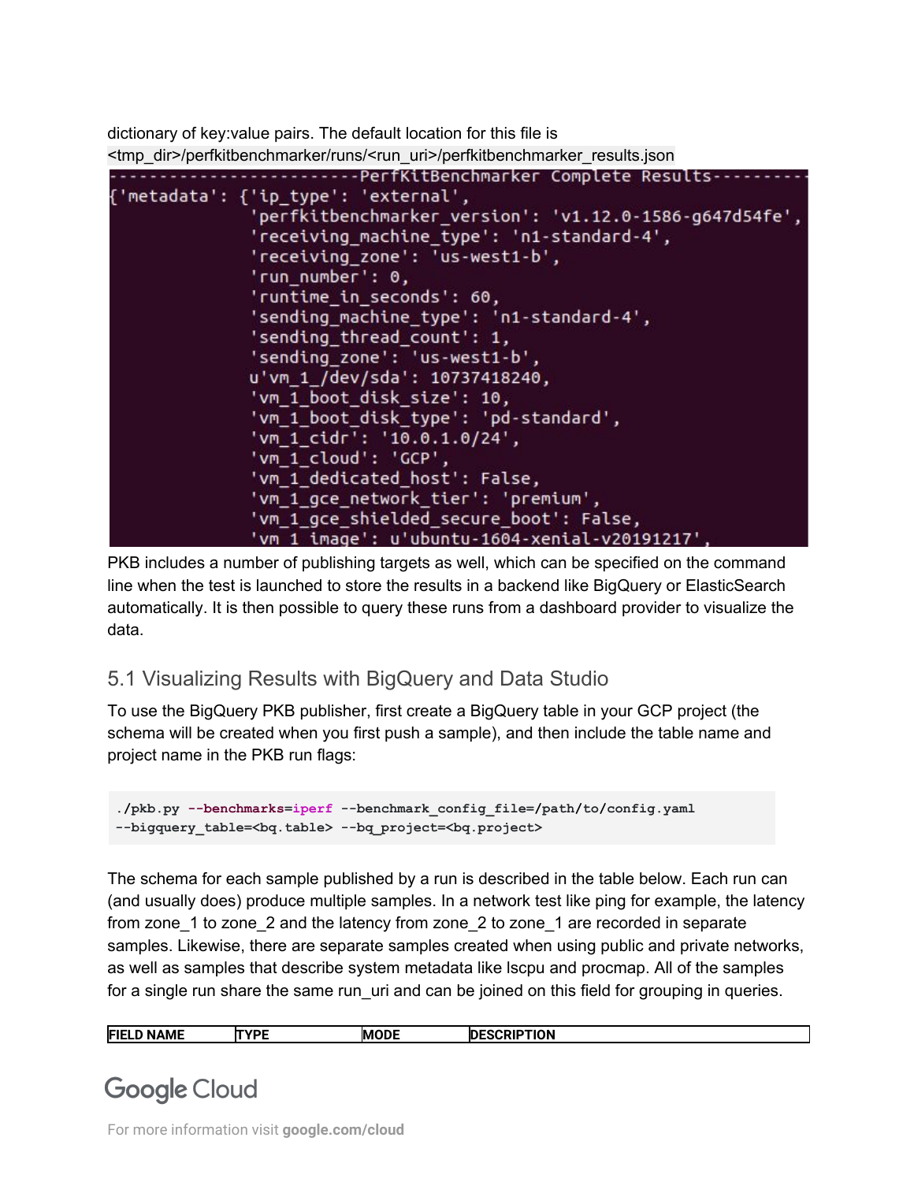dictionary of key:value pairs. The default location for this file is <tmp_dir>/perfkitbenchmarker/runs/<run_uri>/perfkitbenchmarker_results.json

```
-------------------------PerfKitBenchmarker Complete Results---------
{'metadata': {'ip_type': 'external',
              'perfkitbenchmarker_version': 'v1.12.0-1586-g647d54fe',
              'receiving_machine_type': 'n1-standard-4',
              'receiving_zone': 'us-west1-b',
              'run_number': 0,
              'runtime_in_seconds': 60,
              'sending_machine_type': 'n1-standard-4',
              'sending_thread_count': 1,
              'sending_zone': 'us-west1-b',
              u'vm_1_/dev/sda': 10737418240,
              'vm_1_boot_disk_size': 10,
              'vm_1_boot_disk_type': 'pd-standard',
              'vm_1_cidr': '10.0.1.0/24',
              'vm_1_cloud': 'GCP',
              'vm_1_dedicated_host': False,
              'vm_1_gce_network_tier': 'premium',
              'vm_1_gce_shielded_secure_boot': False,
              'vm_1_image': u'ubuntu-1604-xenial-v20191217',
```

PKB includes a number of publishing targets as well, which can be specified on the command line when the test is launched to store the results in a backend like BigQuery or ElasticSearch automatically. It is then possible to query these runs from a dashboard provider to visualize the data.

## 5.1 Visualizing Results with BigQuery and Data Studio

To use the BigQuery PKB publisher, first create a BigQuery table in your GCP project (the schema will be created when you first push a sample), and then include the table name and project name in the PKB run flags:

```
./pkb.py --benchmarks=iperf --benchmark_config_file=/path/to/config.yaml
--bigquery_table=<bq.table> --bq_project=<bq.project>
```

The schema for each sample published by a run is described in the table below. Each run can (and usually does) produce multiple samples. In a network test like ping for example, the latency from zone_1 to zone_2 and the latency from zone_2 to zone_1 are recorded in separate samples. Likewise, there are separate samples created when using public and private networks, as well as samples that describe system metadata like lscpu and procmap. All of the samples for a single run share the same run_uri and can be joined on this field for grouping in queries.

| FIELD NAME | TYPE | MODE | DESCRIPTION |
|---|---|---|---|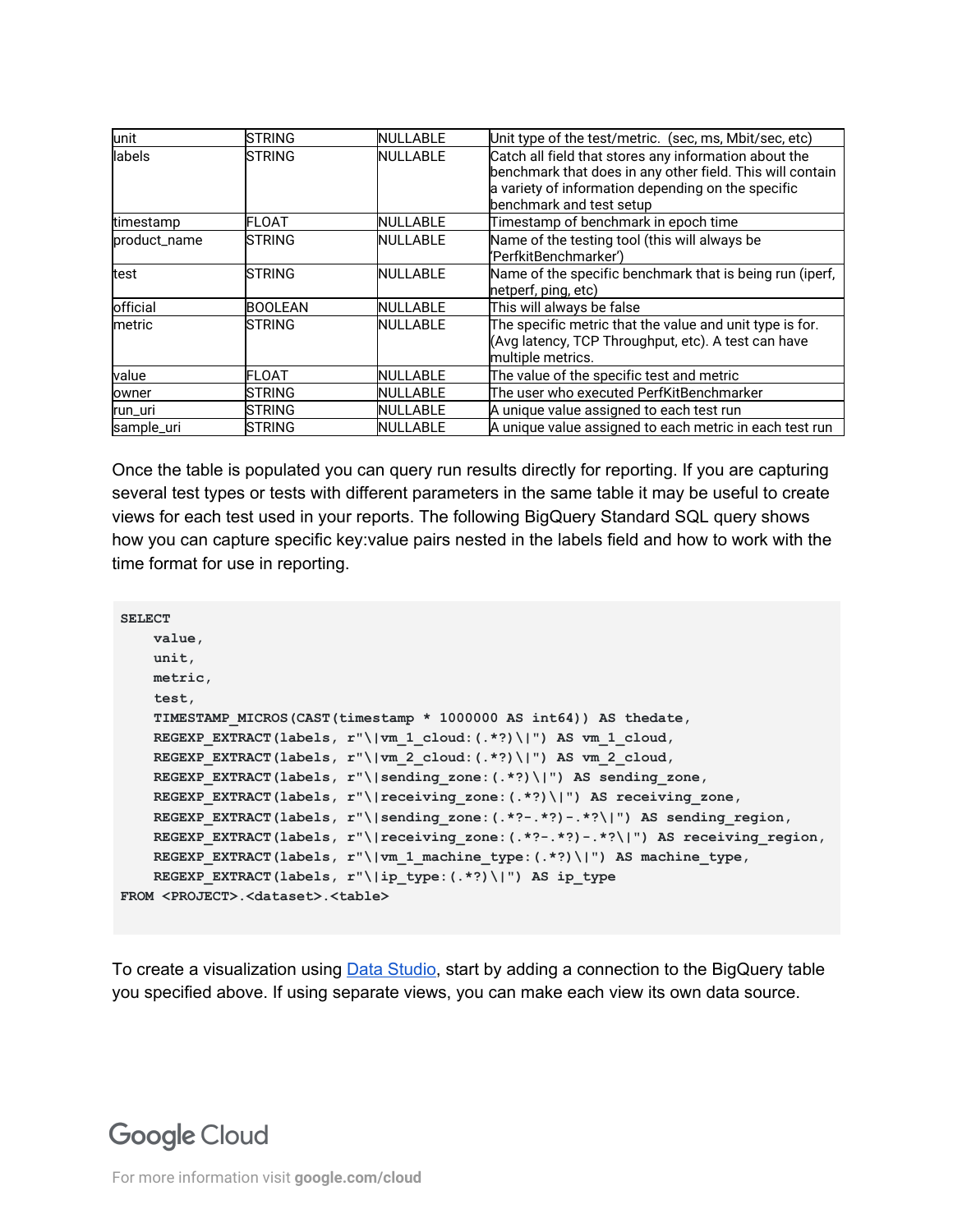| unit | STRING | NULLABLE | Unit type of the test/metric. (sec, ms, Mbit/sec, etc) |
|---|---|---|---|
| labels | STRING | NULLABLE | Catch all field that stores any information about the benchmark that does in any other field. This will contain a variety of information depending on the specific benchmark and test setup |
| timestamp | FLOAT | NULLABLE | Timestamp of benchmark in epoch time |
| product_name | STRING | NULLABLE | Name of the testing tool (this will always be 'PerfkitBenchmarker') |
| test | STRING | NULLABLE | Name of the specific benchmark that is being run (iperf, netperf, ping, etc) |
| official | BOOLEAN | NULLABLE | This will always be false |
| metric | STRING | NULLABLE | The specific metric that the value and unit type is for. (Avg latency, TCP Throughput, etc). A test can have multiple metrics. |
| value | FLOAT | NULLABLE | The value of the specific test and metric |
| owner | STRING | NULLABLE | The user who executed PerfKitBenchmarker |
| run_uri | STRING | NULLABLE | A unique value assigned to each test run |
| sample_uri | STRING | NULLABLE | A unique value assigned to each metric in each test run |

Once the table is populated you can query run results directly for reporting. If you are capturing several test types or tests with different parameters in the same table it may be useful to create views for each test used in your reports. The following BigQuery Standard SQL query shows how you can capture specific key:value pairs nested in the labels field and how to work with the time format for use in reporting.

```
SELECT
    value,
    unit,
    metric,
    test,
    TIMESTAMP_MICROS(CAST(timestamp * 1000000 AS int64)) AS thedate,
    REGEXP_EXTRACT(labels, r"\|vm_1_cloud:(.*?)\|") AS vm_1_cloud,
    REGEXP_EXTRACT(labels, r"\|vm_2_cloud:(.*?)\|") AS vm_2_cloud,
    REGEXP_EXTRACT(labels, r"\|sending_zone:(.*?)\|") AS sending_zone,
    REGEXP_EXTRACT(labels, r"\|receiving_zone:(.*?)\|") AS receiving_zone,
    REGEXP_EXTRACT(labels, r"\|sending_zone:(.*?-.*?)-.*?\|") AS sending_region,
    REGEXP_EXTRACT(labels, r"\|receiving_zone:(.*?-.*?)-.*?\|") AS receiving_region,
    REGEXP_EXTRACT(labels, r"\|vm_1_machine_type:(.*?)\|") AS machine_type,
    REGEXP_EXTRACT(labels, r"\|ip_type:(.*?)\|") AS ip_type
FROM <PROJECT>.<dataset>.<table>
```

To create a visualization using Data Studio, start by adding a connection to the BigQuery table you specified above. If using separate views, you can make each view its own data source.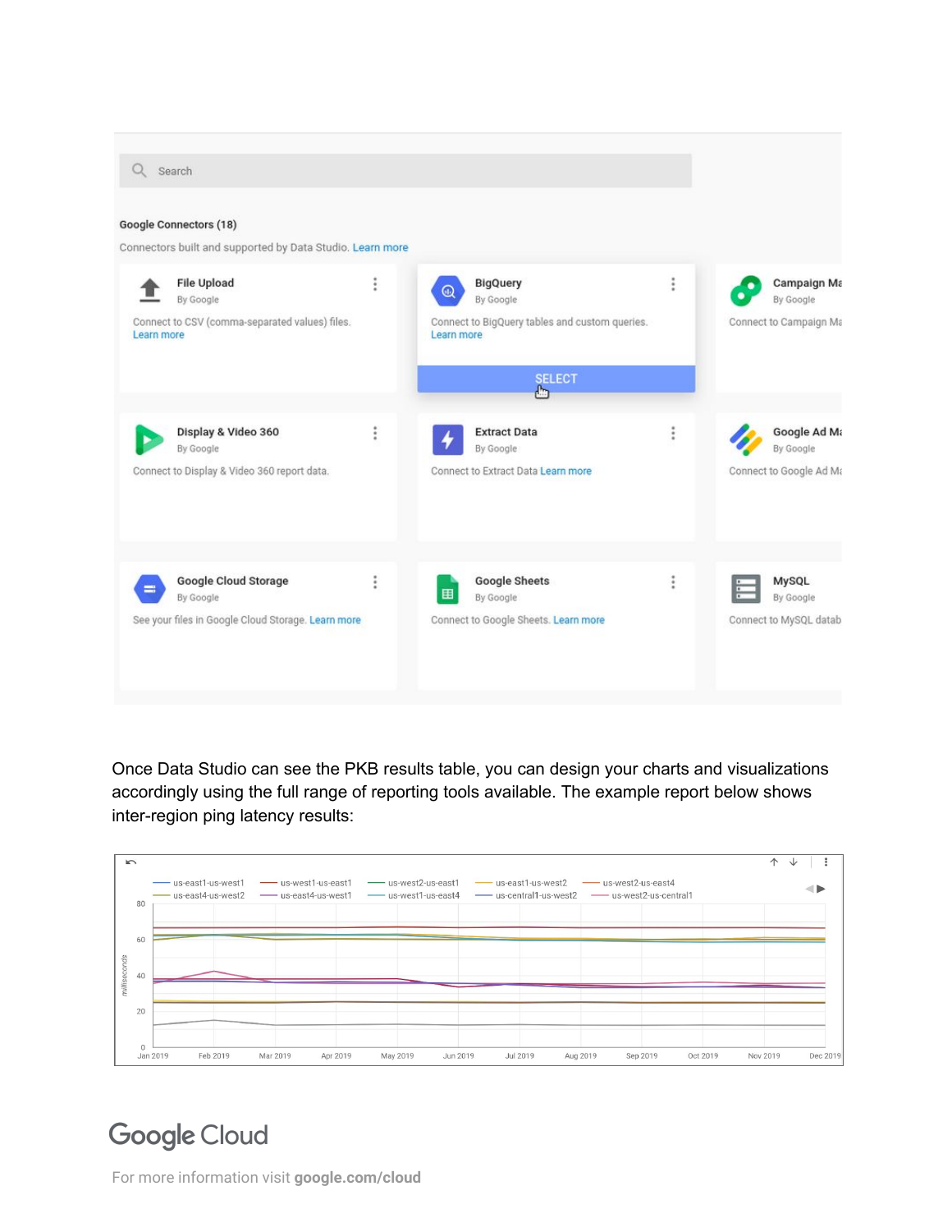Once Data Studio can see the PKB results table, you can design your charts and visualizations accordingly using the full range of reporting tools available. The example report below shows inter-region ping latency results:

For more information visit **google.com/cloud**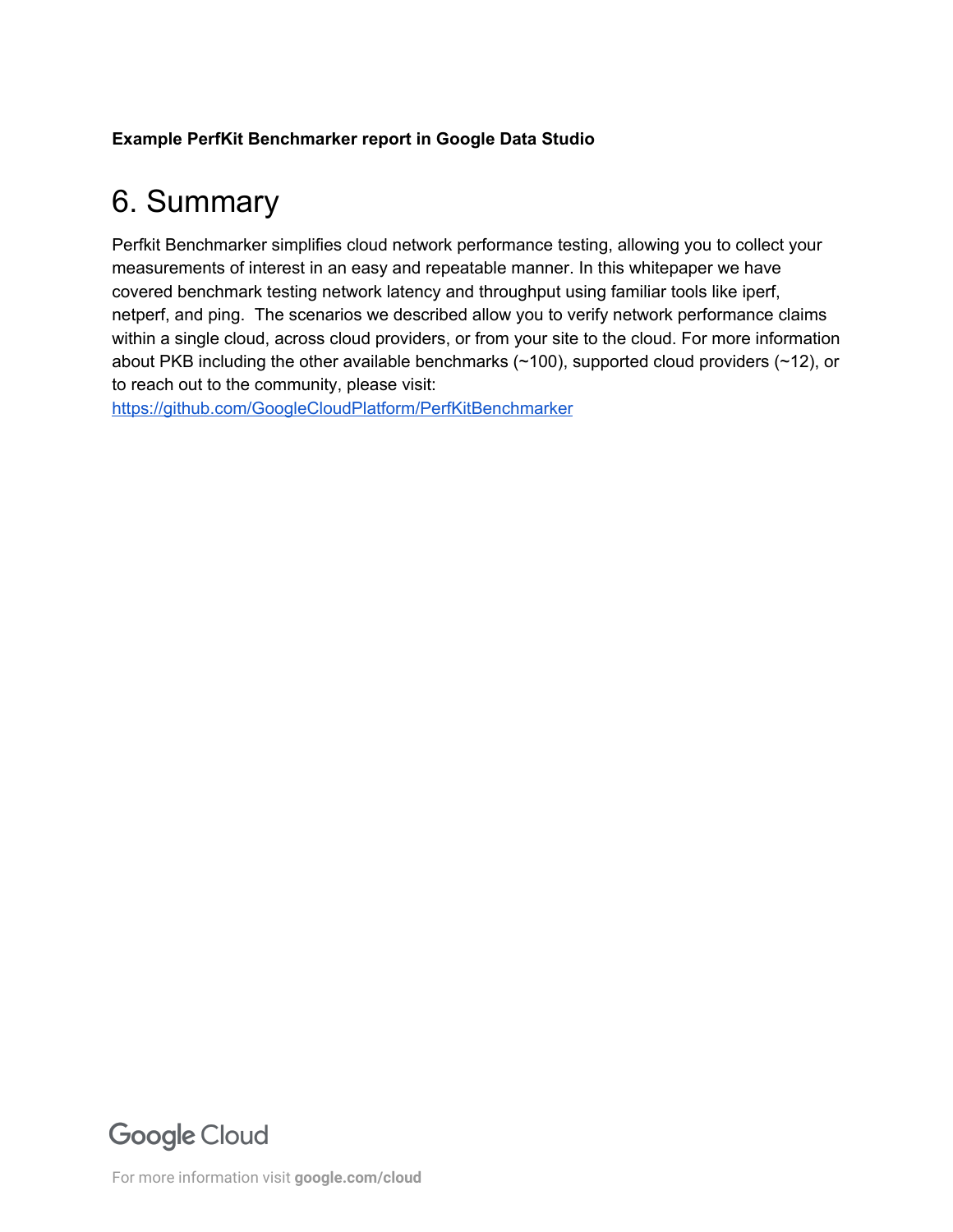**Example PerfKit Benchmarker report in Google Data Studio**

# 6. Summary

Perfkit Benchmarker simplifies cloud network performance testing, allowing you to collect your measurements of interest in an easy and repeatable manner. In this whitepaper we have covered benchmark testing network latency and throughput using familiar tools like iperf, netperf, and ping. The scenarios we described allow you to verify network performance claims within a single cloud, across cloud providers, or from your site to the cloud. For more information about PKB including the other available benchmarks (~100), supported cloud providers (~12), or to reach out to the community, please visit:
[https://github.com/GoogleCloudPlatform/PerfKitBenchmarker](https://github.com/GoogleCloudPlatform/PerfKitBenchmarker)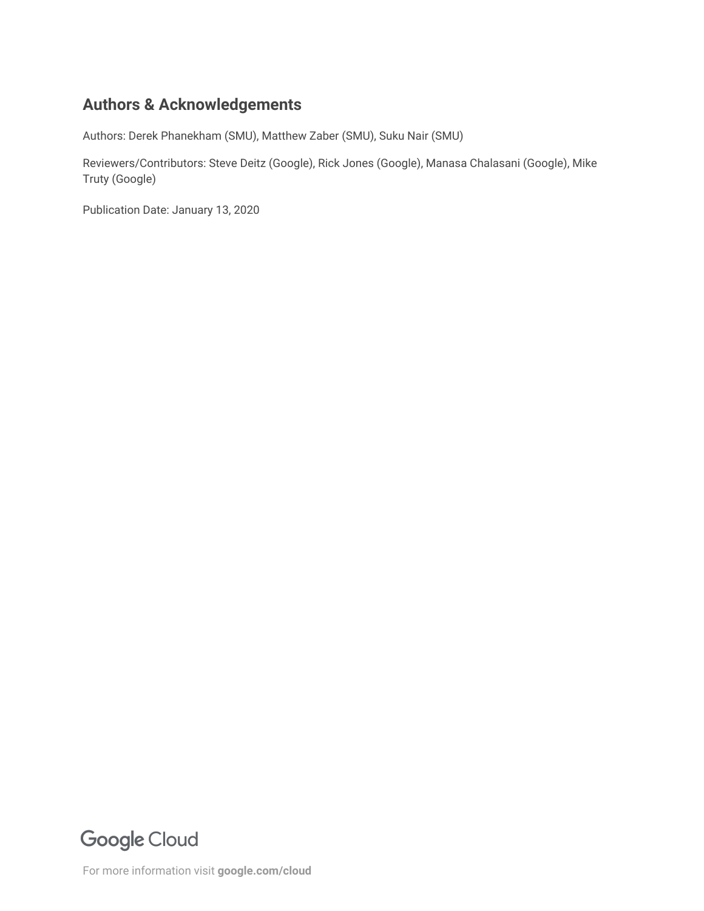## Authors & Acknowledgements

Authors: Derek Phanekham (SMU), Matthew Zaber (SMU), Suku Nair (SMU)

Reviewers/Contributors: Steve Deitz (Google), Rick Jones (Google), Manasa Chalasani (Google), Mike Truty (Google)

Publication Date: January 13, 2020

Google Cloud

For more information visit **google.com/cloud**